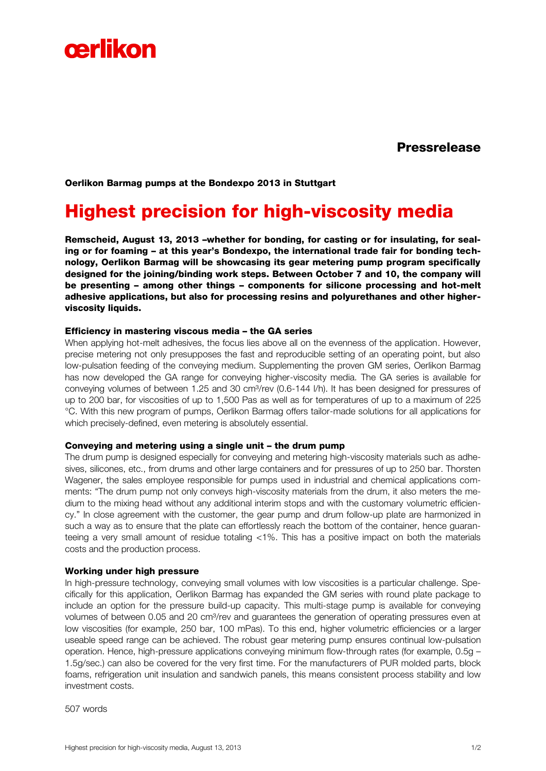œrlikon

**Pressrelease**

**Oerlikon Barmag pumps at the Bondexpo 2013 in Stuttgart**

# Highest precision for high-viscosity media

**Remscheid, August 13, 2013 –whether for bonding, for casting or for insulating, for sealing or for foaming – at this year's Bondexpo, the international trade fair for bonding technology, Oerlikon Barmag will be showcasing its gear metering pump program specifically designed for the joining/binding work steps. Between October 7 and 10, the company will be presenting – among other things – components for silicone processing and hot-melt adhesive applications, but also for processing resins and polyurethanes and other higher-viscosity liquids.**

**Efficiency in mastering viscous media – the GA series**

When applying hot-melt adhesives, the focus lies above all on the evenness of the application. However, precise metering not only presupposes the fast and reproducible setting of an operating point, but also low-pulsation feeding of the conveying medium. Supplementing the proven GM series, Oerlikon Barmag has now developed the GA range for conveying higher-viscosity media. The GA series is available for conveying volumes of between 1.25 and 30 cm³/rev (0.6-144 l/h). It has been designed for pressures of up to 200 bar, for viscosities of up to 1,500 Pas as well as for temperatures of up to a maximum of 225 °C. With this new program of pumps, Oerlikon Barmag offers tailor-made solutions for all applications for which precisely-defined, even metering is absolutely essential.

**Conveying and metering using a single unit – the drum pump**

The drum pump is designed especially for conveying and metering high-viscosity materials such as adhesives, silicones, etc., from drums and other large containers and for pressures of up to 250 bar. Thorsten Wagener, the sales employee responsible for pumps used in industrial and chemical applications comments: "The drum pump not only conveys high-viscosity materials from the drum, it also meters the medium to the mixing head without any additional interim stops and with the customary volumetric efficiency." In close agreement with the customer, the gear pump and drum follow-up plate are harmonized in such a way as to ensure that the plate can effortlessly reach the bottom of the container, hence guaranteeing a very small amount of residue totaling <1%. This has a positive impact on both the materials costs and the production process.

**Working under high pressure**

In high-pressure technology, conveying small volumes with low viscosities is a particular challenge. Specifically for this application, Oerlikon Barmag has expanded the GM series with round plate package to include an option for the pressure build-up capacity. This multi-stage pump is available for conveying volumes of between 0.05 and 20 cm³/rev and guarantees the generation of operating pressures even at low viscosities (for example, 250 bar, 100 mPas). To this end, higher volumetric efficiencies or a larger useable speed range can be achieved. The robust gear metering pump ensures continual low-pulsation operation. Hence, high-pressure applications conveying minimum flow-through rates (for example, 0.5g – 1.5g/sec.) can also be covered for the very first time. For the manufacturers of PUR molded parts, block foams, refrigeration unit insulation and sandwich panels, this means consistent process stability and low investment costs.

507 words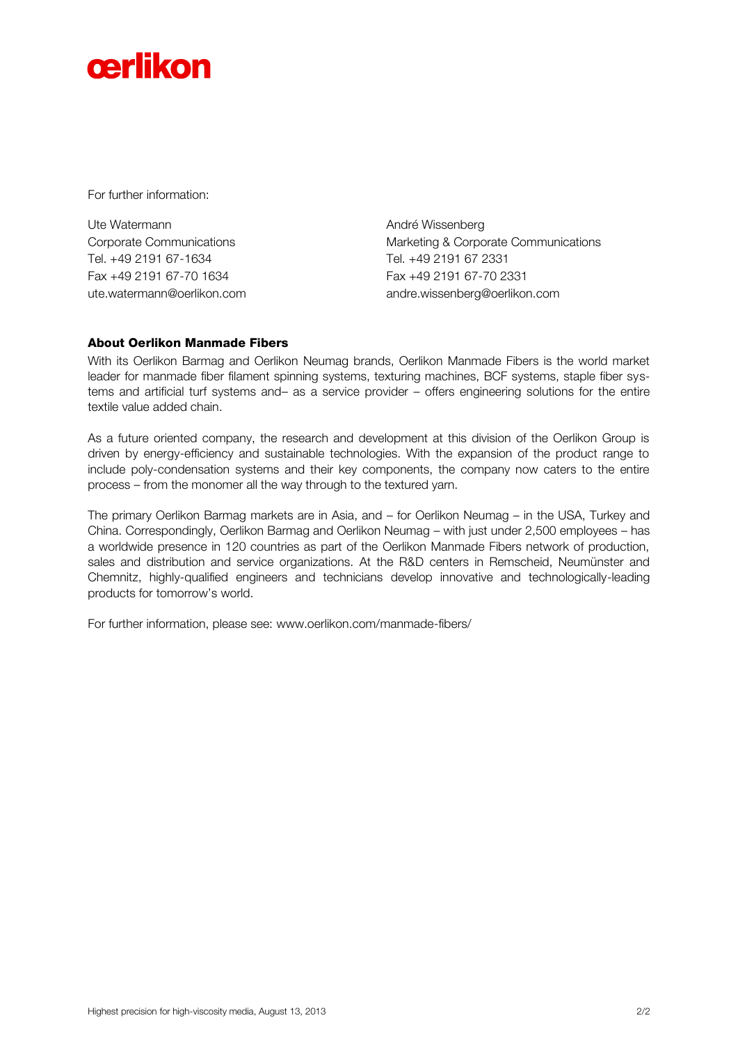For further information:

Ute Watermann
Corporate Communications
Tel. +49 2191 67-1634
Fax +49 2191 67-70 1634
ute.watermann@oerlikon.com

André Wissenberg
Marketing & Corporate Communications
Tel. +49 2191 67 2331
Fax +49 2191 67-70 2331
andre.wissenberg@oerlikon.com

**About Oerlikon Manmade Fibers**

With its Oerlikon Barmag and Oerlikon Neumag brands, Oerlikon Manmade Fibers is the world market leader for manmade fiber filament spinning systems, texturing machines, BCF systems, staple fiber systems and artificial turf systems and– as a service provider – offers engineering solutions for the entire textile value added chain.

As a future oriented company, the research and development at this division of the Oerlikon Group is driven by energy-efficiency and sustainable technologies. With the expansion of the product range to include poly-condensation systems and their key components, the company now caters to the entire process – from the monomer all the way through to the textured yarn.

The primary Oerlikon Barmag markets are in Asia, and – for Oerlikon Neumag – in the USA, Turkey and China. Correspondingly, Oerlikon Barmag and Oerlikon Neumag – with just under 2,500 employees – has a worldwide presence in 120 countries as part of the Oerlikon Manmade Fibers network of production, sales and distribution and service organizations. At the R&D centers in Remscheid, Neumünster and Chemnitz, highly-qualified engineers and technicians develop innovative and technologically-leading products for tomorrow's world.

For further information, please see: www.oerlikon.com/manmade-fibers/